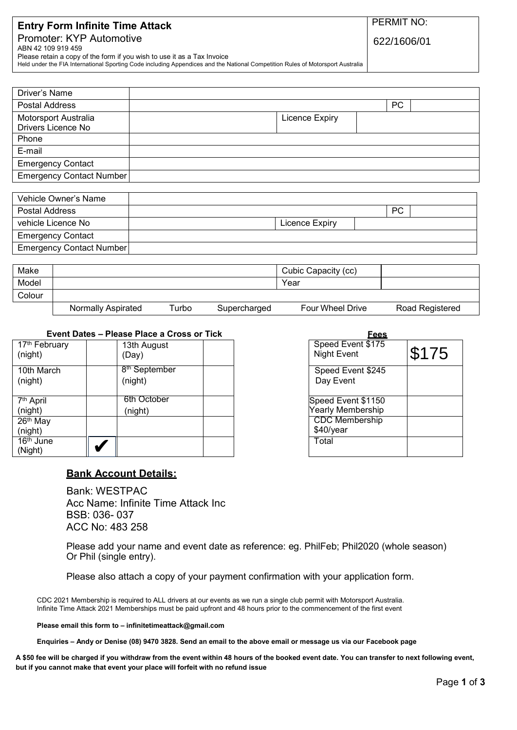## Entry Form Infinite Time Attack

Promoter: KYP Automotive
ABN 42 109 919 459
Please retain a copy of the form if you wish to use it as a Tax Invoice
Held under the FIA International Sporting Code including Appendices and the National Competition Rules of Motorsport Australia

PERMIT NO:
622/1606/01

| Driver's Name | | | | | |
|---|---|---|---|---|---|
| Postal Address | | | | PC | |
| Motorsport Australia Drivers Licence No | | Licence Expiry | | | |
| Phone | | | | | |
| E-mail | | | | | |
| Emergency Contact | | | | | |
| Emergency Contact Number | | | | | |

| Vehicle Owner's Name | | | | | |
|---|---|---|---|---|---|
| Postal Address | | | | PC | |
| vehicle Licence No | | Licence Expiry | | | |
| Emergency Contact | | | | | |
| Emergency Contact Number | | | | | |

| Make | | | | Cubic Capacity (cc) | |
|---|---|---|---|---|---|
| Model | | | | Year | |
| Colour | | | | | |
| | Normally Aspirated | Turbo | Supercharged | Four Wheel Drive | Road Registered |

**Event Dates – Please Place a Cross or Tick**

| | | | |
|---|---|---|---|
| 17th February (night) | | 13th August (Day) | |
| 10th March (night) | | 8th September (night) | |
| 7th April (night) | | 6th October (night) | |
| 26th May (night) | | | |
| 16th June (Night) | ✔ | | |

**Fees**

| | |
|---|---|
| Speed Event $175 Night Event | $175 |
| Speed Event $245 Day Event | |
| Speed Event $1150 Yearly Membership | |
| CDC Membership $40/year | |
| Total | |

## Bank Account Details:

Bank: WESTPAC
Acc Name: Infinite Time Attack Inc
BSB: 036- 037
ACC No: 483 258

Please add your name and event date as reference: eg. PhilFeb; Phil2020 (whole season) Or Phil (single entry).

Please also attach a copy of your payment confirmation with your application form.

CDC 2021 Membership is required to ALL drivers at our events as we run a single club permit with Motorsport Australia. Infinite Time Attack 2021 Memberships must be paid upfront and 48 hours prior to the commencement of the first event

**Please email this form to – infinitetimeattack@gmail.com**

**Enquiries – Andy or Denise (08) 9470 3828. Send an email to the above email or message us via our Facebook page**

**A $50 fee will be charged if you withdraw from the event within 48 hours of the booked event date. You can transfer to next following event, but if you cannot make that event your place will forfeit with no refund issue**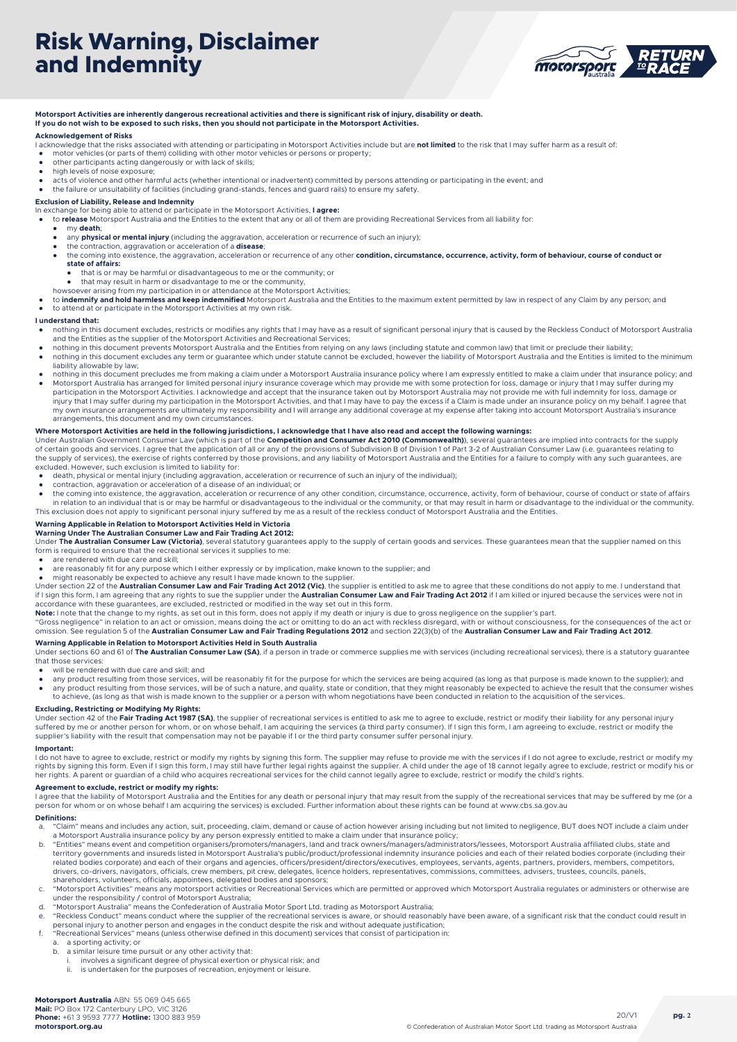# Risk Warning, Disclaimer and Indemnity

**Motorsport Activities are inherently dangerous recreational activities and there is significant risk of injury, disability or death. If you do not wish to be exposed to such risks, then you should not participate in the Motorsport Activities.**

**Acknowledgement of Risks**

I acknowledge that the risks associated with attending or participating in Motorsport Activities include but are **not limited** to the risk that I may suffer harm as a result of:

- motor vehicles (or parts of them) colliding with other motor vehicles or persons or property;
- other participants acting dangerously or with lack of skills;
- high levels of noise exposure;
- acts of violence and other harmful acts (whether intentional or inadvertent) committed by persons attending or participating in the event; and
- the failure or unsuitability of facilities (including grand-stands, fences and guard rails) to ensure my safety.

**Exclusion of Liability, Release and Indemnity**

In exchange for being able to attend or participate in the Motorsport Activities, **I agree:**

- to **release** Motorsport Australia and the Entities to the extent that any or all of them are providing Recreational Services from all liability for:
  - my **death**;
  - any **physical or mental injury** (including the aggravation, acceleration or recurrence of such an injury);
  - the contraction, aggravation or acceleration of a **disease**;
  - the coming into existence, the aggravation, acceleration or recurrence of any other **condition, circumstance, occurrence, activity, form of behaviour, course of conduct or state of affairs:**
    - that is or may be harmful or disadvantageous to me or the community; or
    - that may result in harm or disadvantage to me or the community,

  howsoever arising from my participation in or attendance at the Motorsport Activities;
- to **indemnify and hold harmless and keep indemnified** Motorsport Australia and the Entities to the maximum extent permitted by law in respect of any Claim by any person; and
- to attend at or participate in the Motorsport Activities at my own risk.

**I understand that:**

- nothing in this document excludes, restricts or modifies any rights that I may have as a result of significant personal injury that is caused by the Reckless Conduct of Motorsport Australia and the Entities as the supplier of the Motorsport Activities and Recreational Services;
- nothing in this document prevents Motorsport Australia and the Entities from relying on any laws (including statute and common law) that limit or preclude their liability;
- nothing in this document excludes any term or guarantee which under statute cannot be excluded, however the liability of Motorsport Australia and the Entities is limited to the minimum liability allowable by law;
- nothing in this document precludes me from making a claim under a Motorsport Australia insurance policy where I am expressly entitled to make a claim under that insurance policy; and
- Motorsport Australia has arranged for limited personal injury insurance coverage which may provide me with some protection for loss, damage or injury that I may suffer during my participation in the Motorsport Activities. I acknowledge and accept that the insurance taken out by Motorsport Australia may not provide me with full indemnity for loss, damage or injury that I may suffer during my participation in the Motorsport Activities, and that I may have to pay the excess if a Claim is made under an insurance policy on my behalf. I agree that my own insurance arrangements are ultimately my responsibility and I will arrange any additional coverage at my expense after taking into account Motorsport Australia's insurance arrangements, this document and my own circumstances.

**Where Motorsport Activities are held in the following jurisdictions, I acknowledge that I have also read and accept the following warnings:**

Under Australian Government Consumer Law (which is part of the **Competition and Consumer Act 2010 (Commonwealth)**), several guarantees are implied into contracts for the supply of certain goods and services. I agree that the application of all or any of the provisions of Subdivision B of Division 1 of Part 3-2 of Australian Consumer Law (i.e. guarantees relating to the supply of services), the exercise of rights conferred by those provisions, and any liability of Motorsport Australia and the Entities for a failure to comply with any such guarantees, are excluded. However, such exclusion is limited to liability for:

- death, physical or mental injury (including aggravation, acceleration or recurrence of such an injury of the individual);
- contraction, aggravation or acceleration of a disease of an individual; or
- the coming into existence, the aggravation, acceleration or recurrence of any other condition, circumstance, occurrence, activity, form of behaviour, course of conduct or state of affairs in relation to an individual that is or may be harmful or disadvantageous to the individual or the community, or that may result in harm or disadvantage to the individual or the community.

This exclusion does not apply to significant personal injury suffered by me as a result of the reckless conduct of Motorsport Australia and the Entities.

**Warning Applicable in Relation to Motorsport Activities Held in Victoria**

**Warning Under The Australian Consumer Law and Fair Trading Act 2012:**

Under **The Australian Consumer Law (Victoria)**, several statutory guarantees apply to the supply of certain goods and services. These guarantees mean that the supplier named on this form is required to ensure that the recreational services it supplies to me:

- are rendered with due care and skill;
- are reasonably fit for any purpose which I either expressly or by implication, make known to the supplier; and
- might reasonably be expected to achieve any result I have made known to the supplier.

Under section 22 of the **Australian Consumer Law and Fair Trading Act 2012 (Vic)**, the supplier is entitled to ask me to agree that these conditions do not apply to me. I understand that if I sign this form, I am agreeing that any rights to sue the supplier under the **Australian Consumer Law and Fair Trading Act 2012** if I am killed or injured because the services were not in accordance with these guarantees, are excluded, restricted or modified in the way set out in this form.

**Note:** I note that the change to my rights, as set out in this form, does not apply if my death or injury is due to gross negligence on the supplier's part.

"Gross negligence" in relation to an act or omission, means doing the act or omitting to do an act with reckless disregard, with or without consciousness, for the consequences of the act or omission. See regulation 5 of the **Australian Consumer Law and Fair Trading Regulations 2012** and section 22(3)(b) of the **Australian Consumer Law and Fair Trading Act 2012**.

**Warning Applicable in Relation to Motorsport Activities Held in South Australia**

Under sections 60 and 61 of **The Australian Consumer Law (SA)**, if a person in trade or commerce supplies me with services (including recreational services), there is a statutory guarantee that those services:

- will be rendered with due care and skill; and
- any product resulting from those services, will be reasonably fit for the purpose for which the services are being acquired (as long as that purpose is made known to the supplier); and
- any product resulting from those services, will be of such a nature, and quality, state or condition, that they might reasonably be expected to achieve the result that the consumer wishes to achieve, (as long as that wish is made known to the supplier or a person with whom negotiations have been conducted in relation to the acquisition of the services.

**Excluding, Restricting or Modifying My Rights:**

Under section 42 of the **Fair Trading Act 1987 (SA)**, the supplier of recreational services is entitled to ask me to agree to exclude, restrict or modify their liability for any personal injury suffered by me or another person for whom, or on whose behalf, I am acquiring the services (a third party consumer). If I sign this form, I am agreeing to exclude, restrict or modify the supplier's liability with the result that compensation may not be payable if I or the third party consumer suffer personal injury.

**Important:**

I do not have to agree to exclude, restrict or modify my rights by signing this form. The supplier may refuse to provide me with the services if I do not agree to exclude, restrict or modify my rights by signing this form. Even if I sign this form, I may still have further legal rights against the supplier. A child under the age of 18 cannot legally agree to exclude, restrict or modify his or her rights. A parent or guardian of a child who acquires recreational services for the child cannot legally agree to exclude, restrict or modify the child's rights.

**Agreement to exclude, restrict or modify my rights:**

I agree that the liability of Motorsport Australia and the Entities for any death or personal injury that may result from the supply of the recreational services that may be suffered by me (or a person for whom or on whose behalf I am acquiring the services) is excluded. Further information about these rights can be found at www.cbs.sa.gov.au

**Definitions:**

a. "Claim" means and includes any action, suit, proceeding, claim, demand or cause of action however arising including but not limited to negligence, BUT does NOT include a claim under a Motorsport Australia insurance policy by any person expressly entitled to make a claim under that insurance policy;
b. "Entities" means event and competition organisers/promoters/managers, land and track owners/managers/administrators/lessees, Motorsport Australia affiliated clubs, state and territory governments and insureds listed in Motorsport Australia's public/product/professional indemnity insurance policies and each of their related bodies corporate (including their related bodies corporate) and each of their organs and agencies, officers/president/directors/executives, employees, servants, agents, partners, providers, members, competitors, drivers, co-drivers, navigators, officials, crew members, pit crew, delegates, licence holders, representatives, commissions, committees, advisers, trustees, councils, panels, shareholders, volunteers, officials, appointees, delegated bodies and sponsors;
c. "Motorsport Activities" means any motorsport activities or Recreational Services which are permitted or approved which Motorsport Australia regulates or administers or otherwise are under the responsibility / control of Motorsport Australia;
d. "Motorsport Australia" means the Confederation of Australia Motor Sport Ltd. trading as Motorsport Australia;
e. "Reckless Conduct" means conduct where the supplier of the recreational services is aware, or should reasonably have been aware, of a significant risk that the conduct could result in personal injury to another person and engages in the conduct despite the risk and without adequate justification;
f. "Recreational Services" means (unless otherwise defined in this document) services that consist of participation in:
   a. a sporting activity; or
   b. a similar leisure time pursuit or any other activity that:
      i. involves a significant degree of physical exertion or physical risk; and
      ii. is undertaken for the purposes of recreation, enjoyment or leisure.

**Motorsport Australia** ABN: 55 069 045 665
**Mail:** PO Box 172 Canterbury LPO, VIC 3126
**Phone:** +61 3 9593 7777 **Hotline:** 1300 883 959
**motorsport.org.au**

20/V1

© Confederation of Australian Motor Sport Ltd. trading as Motorsport Australia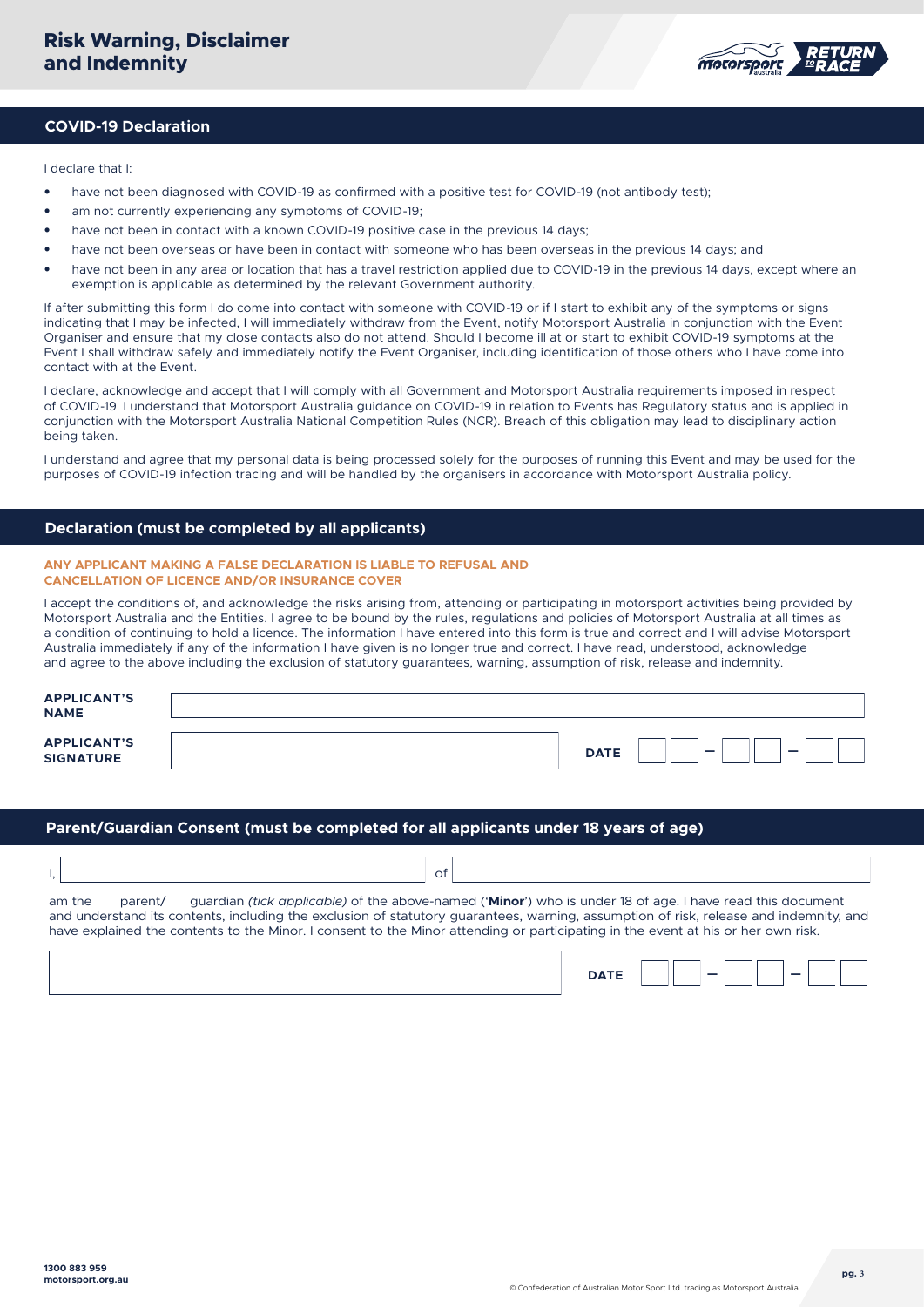# Risk Warning, Disclaimer and Indemnity

## COVID-19 Declaration

I declare that I:

- have not been diagnosed with COVID-19 as confirmed with a positive test for COVID-19 (not antibody test);
- am not currently experiencing any symptoms of COVID-19;
- have not been in contact with a known COVID-19 positive case in the previous 14 days;
- have not been overseas or have been in contact with someone who has been overseas in the previous 14 days; and
- have not been in any area or location that has a travel restriction applied due to COVID-19 in the previous 14 days, except where an exemption is applicable as determined by the relevant Government authority.

If after submitting this form I do come into contact with someone with COVID-19 or if I start to exhibit any of the symptoms or signs indicating that I may be infected, I will immediately withdraw from the Event, notify Motorsport Australia in conjunction with the Event Organiser and ensure that my close contacts also do not attend. Should I become ill at or start to exhibit COVID-19 symptoms at the Event I shall withdraw safely and immediately notify the Event Organiser, including identification of those others who I have come into contact with at the Event.

I declare, acknowledge and accept that I will comply with all Government and Motorsport Australia requirements imposed in respect of COVID-19. I understand that Motorsport Australia guidance on COVID-19 in relation to Events has Regulatory status and is applied in conjunction with the Motorsport Australia National Competition Rules (NCR). Breach of this obligation may lead to disciplinary action being taken.

I understand and agree that my personal data is being processed solely for the purposes of running this Event and may be used for the purposes of COVID-19 infection tracing and will be handled by the organisers in accordance with Motorsport Australia policy.

## Declaration (must be completed by all applicants)

**ANY APPLICANT MAKING A FALSE DECLARATION IS LIABLE TO REFUSAL AND CANCELLATION OF LICENCE AND/OR INSURANCE COVER**

I accept the conditions of, and acknowledge the risks arising from, attending or participating in motorsport activities being provided by Motorsport Australia and the Entities. I agree to be bound by the rules, regulations and policies of Motorsport Australia at all times as a condition of continuing to hold a licence. The information I have entered into this form is true and correct and I will advise Motorsport Australia immediately if any of the information I have given is no longer true and correct. I have read, understood, acknowledge and agree to the above including the exclusion of statutory guarantees, warning, assumption of risk, release and indemnity.

**APPLICANT'S NAME** ______________________________

**APPLICANT'S SIGNATURE** ______________________________ **DATE** __ __ – __ __ – __ __

## Parent/Guardian Consent (must be completed for all applicants under 18 years of age)

I, ______________________________ of ______________________________

am the ☐ parent/ ☐ guardian *(tick applicable)* of the above-named ('**Minor**') who is under 18 of age. I have read this document and understand its contents, including the exclusion of statutory guarantees, warning, assumption of risk, release and indemnity, and have explained the contents to the Minor. I consent to the Minor attending or participating in the event at his or her own risk.

______________________________ **DATE** __ __ – __ __ – __ __

1300 883 959
motorsport.org.au

© Confederation of Australian Motor Sport Ltd. trading as Motorsport Australia